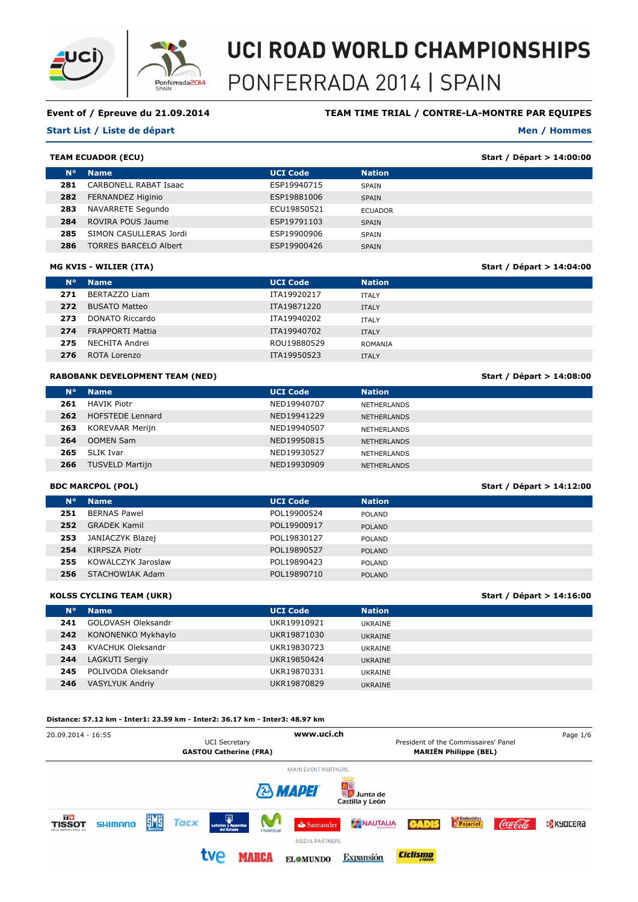# UCI ROAD WORLD CHAMPIONSHIPS

## PONFERRADA 2014 | SPAIN

**Event of / Epreuve du 21.09.2014** — **TEAM TIME TRIAL / CONTRE-LA-MONTRE PAR EQUIPES**

**Start List / Liste de départ** — **Men / Hommes**

### TEAM ECUADOR (ECU)

**Start / Départ > 14:00:00**

| N° | Name | UCI Code | Nation |
|---|---|---|---|
| 281 | CARBONELL RABAT Isaac | ESP19940715 | SPAIN |
| 282 | FERNANDEZ Higinio | ESP19881006 | SPAIN |
| 283 | NAVARRETE Segundo | ECU19850521 | ECUADOR |
| 284 | ROVIRA POUS Jaume | ESP19791103 | SPAIN |
| 285 | SIMON CASULLERAS Jordi | ESP19900906 | SPAIN |
| 286 | TORRES BARCELO Albert | ESP19900426 | SPAIN |

### MG KVIS - WILIER (ITA)

**Start / Départ > 14:04:00**

| N° | Name | UCI Code | Nation |
|---|---|---|---|
| 271 | BERTAZZO Liam | ITA19920217 | ITALY |
| 272 | BUSATO Matteo | ITA19871220 | ITALY |
| 273 | DONATO Riccardo | ITA19940202 | ITALY |
| 274 | FRAPPORTI Mattia | ITA19940702 | ITALY |
| 275 | NECHITA Andrei | ROU19880529 | ROMANIA |
| 276 | ROTA Lorenzo | ITA19950523 | ITALY |

### RABOBANK DEVELOPMENT TEAM (NED)

**Start / Départ > 14:08:00**

| N° | Name | UCI Code | Nation |
|---|---|---|---|
| 261 | HAVIK Piotr | NED19940707 | NETHERLANDS |
| 262 | HOFSTEDE Lennard | NED19941229 | NETHERLANDS |
| 263 | KOREVAAR Merijn | NED19940507 | NETHERLANDS |
| 264 | OOMEN Sam | NED19950815 | NETHERLANDS |
| 265 | SLIK Ivar | NED19930527 | NETHERLANDS |
| 266 | TUSVELD Martijn | NED19930909 | NETHERLANDS |

### BDC MARCPOL (POL)

**Start / Départ > 14:12:00**

| N° | Name | UCI Code | Nation |
|---|---|---|---|
| 251 | BERNAS Pawel | POL19900524 | POLAND |
| 252 | GRADEK Kamil | POL19900917 | POLAND |
| 253 | JANIACZYK Blazej | POL19830127 | POLAND |
| 254 | KIRPSZA Piotr | POL19890527 | POLAND |
| 255 | KOWALCZYK Jaroslaw | POL19890423 | POLAND |
| 256 | STACHOWIAK Adam | POL19890710 | POLAND |

### KOLSS CYCLING TEAM (UKR)

**Start / Départ > 14:16:00**

| N° | Name | UCI Code | Nation |
|---|---|---|---|
| 241 | GOLOVASH Oleksandr | UKR19910921 | UKRAINE |
| 242 | KONONENKO Mykhaylo | UKR19871030 | UKRAINE |
| 243 | KVACHUK Oleksandr | UKR19830723 | UKRAINE |
| 244 | LAGKUTI Sergiy | UKR19850424 | UKRAINE |
| 245 | POLIVODA Oleksandr | UKR19870331 | UKRAINE |
| 246 | VASYLYUK Andriy | UKR19870829 | UKRAINE |

**Distance: 57.12 km - Inter1: 23.59 km - Inter2: 36.17 km - Inter3: 48.97 km**

20.09.2014 - 16:55

www.uci.ch

UCI Secretary
**GASTOU Catherine (FRA)**

President of the Commissaires' Panel
**MARIËN Philippe (BEL)**

MAIN EVENT PARTNERS

MEDIA PARTNERS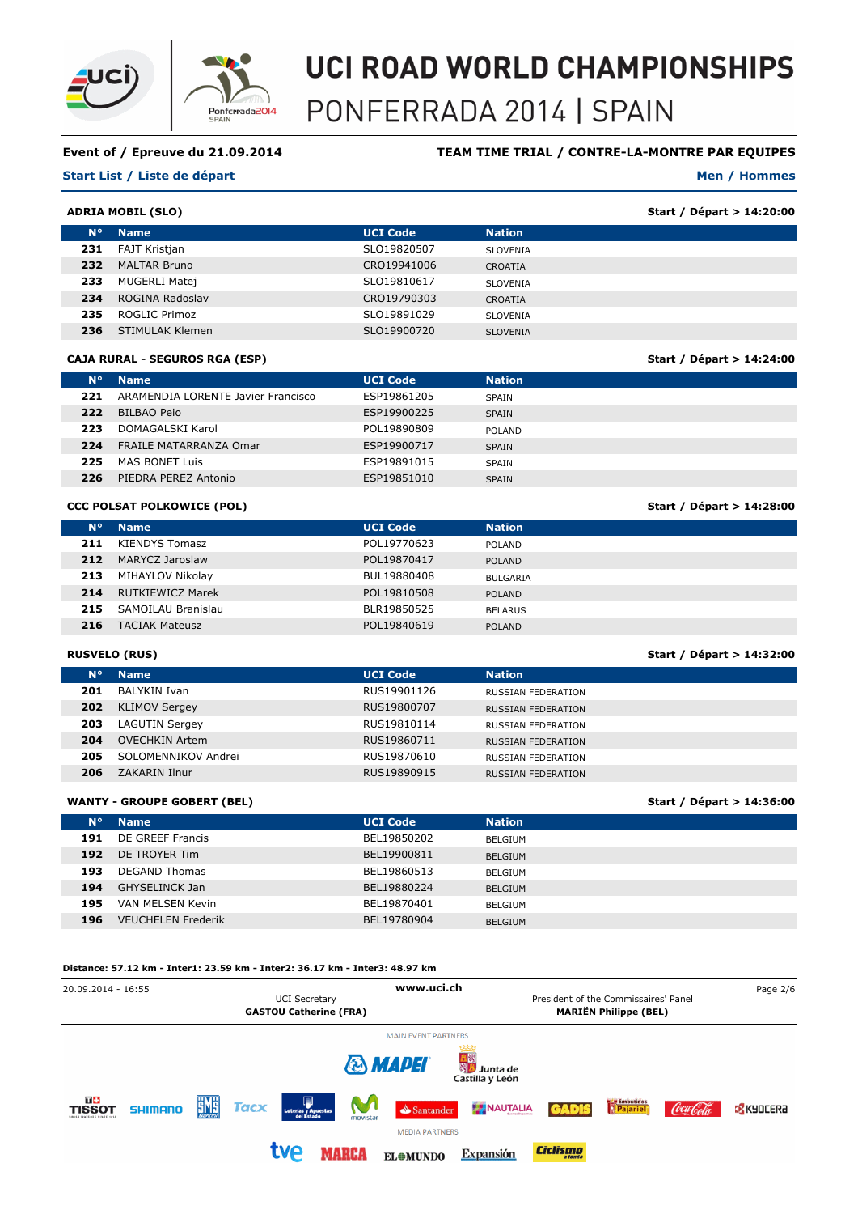# UCI ROAD WORLD CHAMPIONSHIPS
## PONFERRADA 2014 | SPAIN

**Event of / Epreuve du 21.09.2014** — **TEAM TIME TRIAL / CONTRE-LA-MONTRE PAR EQUIPES**

**Start List / Liste de départ** — **Men / Hommes**

### ADRIA MOBIL (SLO) — Start / Départ > 14:20:00

| N° | Name | UCI Code | Nation |
|---|---|---|---|
| 231 | FAJT Kristjan | SLO19820507 | SLOVENIA |
| 232 | MALTAR Bruno | CRO19941006 | CROATIA |
| 233 | MUGERLI Matej | SLO19810617 | SLOVENIA |
| 234 | ROGINA Radoslav | CRO19790303 | CROATIA |
| 235 | ROGLIC Primoz | SLO19891029 | SLOVENIA |
| 236 | STIMULAK Klemen | SLO19900720 | SLOVENIA |

### CAJA RURAL - SEGUROS RGA (ESP) — Start / Départ > 14:24:00

| N° | Name | UCI Code | Nation |
|---|---|---|---|
| 221 | ARAMENDIA LORENTE Javier Francisco | ESP19861205 | SPAIN |
| 222 | BILBAO Peio | ESP19900225 | SPAIN |
| 223 | DOMAGALSKI Karol | POL19890809 | POLAND |
| 224 | FRAILE MATARRANZA Omar | ESP19900717 | SPAIN |
| 225 | MAS BONET Luis | ESP19891015 | SPAIN |
| 226 | PIEDRA PEREZ Antonio | ESP19851010 | SPAIN |

### CCC POLSAT POLKOWICE (POL) — Start / Départ > 14:28:00

| N° | Name | UCI Code | Nation |
|---|---|---|---|
| 211 | KIENDYS Tomasz | POL19770623 | POLAND |
| 212 | MARYCZ Jaroslaw | POL19870417 | POLAND |
| 213 | MIHAYLOV Nikolay | BUL19880408 | BULGARIA |
| 214 | RUTKIEWICZ Marek | POL19810508 | POLAND |
| 215 | SAMOILAU Branislau | BLR19850525 | BELARUS |
| 216 | TACIAK Mateusz | POL19840619 | POLAND |

### RUSVELO (RUS) — Start / Départ > 14:32:00

| N° | Name | UCI Code | Nation |
|---|---|---|---|
| 201 | BALYKIN Ivan | RUS19901126 | RUSSIAN FEDERATION |
| 202 | KLIMOV Sergey | RUS19800707 | RUSSIAN FEDERATION |
| 203 | LAGUTIN Sergey | RUS19810114 | RUSSIAN FEDERATION |
| 204 | OVECHKIN Artem | RUS19860711 | RUSSIAN FEDERATION |
| 205 | SOLOMENNIKOV Andrei | RUS19870610 | RUSSIAN FEDERATION |
| 206 | ZAKARIN Ilnur | RUS19890915 | RUSSIAN FEDERATION |

### WANTY - GROUPE GOBERT (BEL) — Start / Départ > 14:36:00

| N° | Name | UCI Code | Nation |
|---|---|---|---|
| 191 | DE GREEF Francis | BEL19850202 | BELGIUM |
| 192 | DE TROYER Tim | BEL19900811 | BELGIUM |
| 193 | DEGAND Thomas | BEL19860513 | BELGIUM |
| 194 | GHYSELINCK Jan | BEL19880224 | BELGIUM |
| 195 | VAN MELSEN Kevin | BEL19870401 | BELGIUM |
| 196 | VEUCHELEN Frederik | BEL19780904 | BELGIUM |

**Distance: 57.12 km - Inter1: 23.59 km - Inter2: 36.17 km - Inter3: 48.97 km**

20.09.2014 - 16:55

UCI Secretary
**GASTOU Catherine (FRA)**

www.uci.ch

President of the Commissaires' Panel
**MARIËN Philippe (BEL)**

MAIN EVENT PARTNERS

MEDIA PARTNERS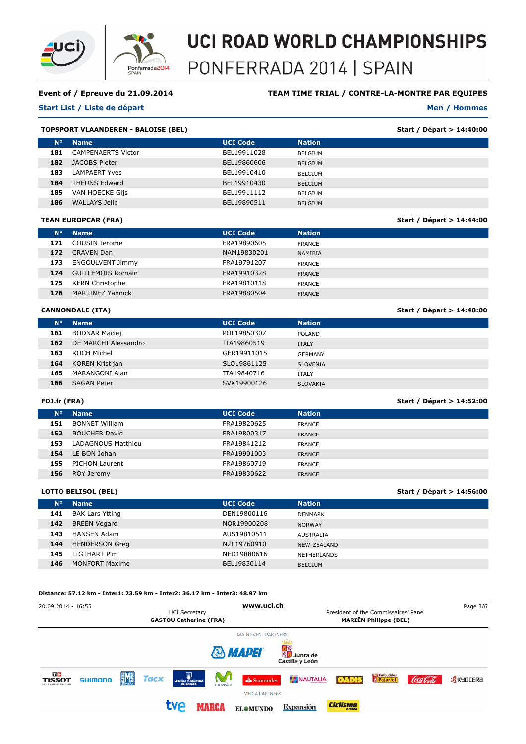# UCI ROAD WORLD CHAMPIONSHIPS

## PONFERRADA 2014 | SPAIN

**Event of / Epreuve du 21.09.2014** **TEAM TIME TRIAL / CONTRE-LA-MONTRE PAR EQUIPES**

**Start List / Liste de départ** **Men / Hommes**

**TOPSPORT VLAANDEREN - BALOISE (BEL)** — **Start / Départ > 14:40:00**

| N° | Name | UCI Code | Nation |
|---|---|---|---|
| 181 | CAMPENAERTS Victor | BEL19911028 | BELGIUM |
| 182 | JACOBS Pieter | BEL19860606 | BELGIUM |
| 183 | LAMPAERT Yves | BEL19910410 | BELGIUM |
| 184 | THEUNS Edward | BEL19910430 | BELGIUM |
| 185 | VAN HOECKE Gijs | BEL19911112 | BELGIUM |
| 186 | WALLAYS Jelle | BEL19890511 | BELGIUM |

**TEAM EUROPCAR (FRA)** — **Start / Départ > 14:44:00**

| N° | Name | UCI Code | Nation |
|---|---|---|---|
| 171 | COUSIN Jerome | FRA19890605 | FRANCE |
| 172 | CRAVEN Dan | NAM19830201 | NAMIBIA |
| 173 | ENGOULVENT Jimmy | FRA19791207 | FRANCE |
| 174 | GUILLEMOIS Romain | FRA19910328 | FRANCE |
| 175 | KERN Christophe | FRA19810118 | FRANCE |
| 176 | MARTINEZ Yannick | FRA19880504 | FRANCE |

**CANNONDALE (ITA)** — **Start / Départ > 14:48:00**

| N° | Name | UCI Code | Nation |
|---|---|---|---|
| 161 | BODNAR Maciej | POL19850307 | POLAND |
| 162 | DE MARCHI Alessandro | ITA19860519 | ITALY |
| 163 | KOCH Michel | GER19911015 | GERMANY |
| 164 | KOREN Kristijan | SLO19861125 | SLOVENIA |
| 165 | MARANGONI Alan | ITA19840716 | ITALY |
| 166 | SAGAN Peter | SVK19900126 | SLOVAKIA |

**FDJ.fr (FRA)** — **Start / Départ > 14:52:00**

| N° | Name | UCI Code | Nation |
|---|---|---|---|
| 151 | BONNET William | FRA19820625 | FRANCE |
| 152 | BOUCHER David | FRA19800317 | FRANCE |
| 153 | LADAGNOUS Matthieu | FRA19841212 | FRANCE |
| 154 | LE BON Johan | FRA19901003 | FRANCE |
| 155 | PICHON Laurent | FRA19860719 | FRANCE |
| 156 | ROY Jeremy | FRA19830622 | FRANCE |

**LOTTO BELISOL (BEL)** — **Start / Départ > 14:56:00**

| N° | Name | UCI Code | Nation |
|---|---|---|---|
| 141 | BAK Lars Ytting | DEN19800116 | DENMARK |
| 142 | BREEN Vegard | NOR19900208 | NORWAY |
| 143 | HANSEN Adam | AUS19810511 | AUSTRALIA |
| 144 | HENDERSON Greg | NZL19760910 | NEW-ZEALAND |
| 145 | LIGTHART Pim | NED19880616 | NETHERLANDS |
| 146 | MONFORT Maxime | BEL19830114 | BELGIUM |

**Distance: 57.12 km - Inter1: 23.59 km - Inter2: 36.17 km - Inter3: 48.97 km**

20.09.2014 - 16:55 — **www.uci.ch**

UCI Secretary
**GASTOU Catherine (FRA)**

President of the Commissaires' Panel
**MARIËN Philippe (BEL)**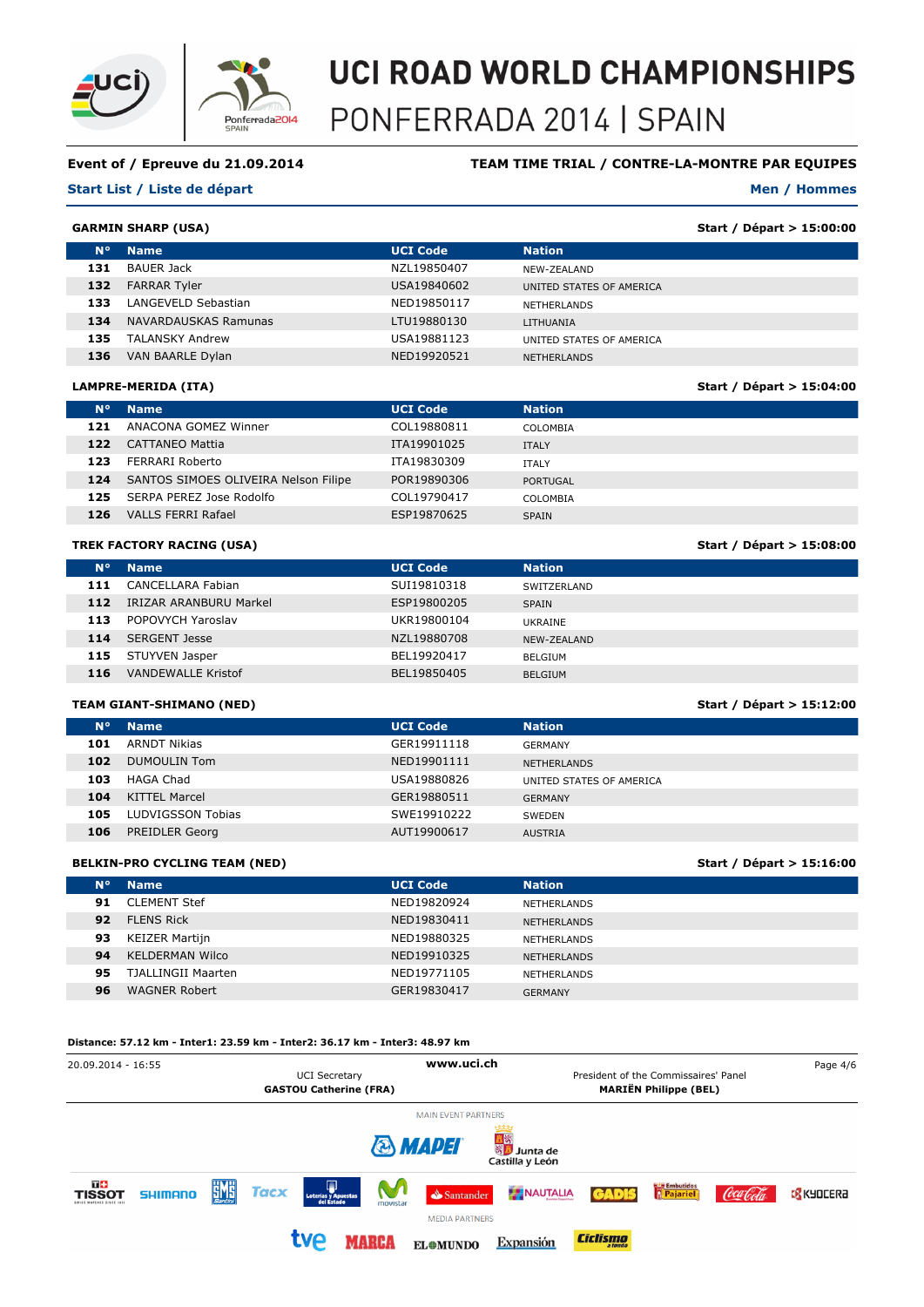# UCI ROAD WORLD CHAMPIONSHIPS
## PONFERRADA 2014 | SPAIN

**Event of / Epreuve du 21.09.2014** — **TEAM TIME TRIAL / CONTRE-LA-MONTRE PAR EQUIPES**

**Start List / Liste de départ** — **Men / Hommes**

### GARMIN SHARP (USA) — Start / Départ > 15:00:00

| N° | Name | UCI Code | Nation |
|---|---|---|---|
| 131 | BAUER Jack | NZL19850407 | NEW-ZEALAND |
| 132 | FARRAR Tyler | USA19840602 | UNITED STATES OF AMERICA |
| 133 | LANGEVELD Sebastian | NED19850117 | NETHERLANDS |
| 134 | NAVARDAUSKAS Ramunas | LTU19880130 | LITHUANIA |
| 135 | TALANSKY Andrew | USA19881123 | UNITED STATES OF AMERICA |
| 136 | VAN BAARLE Dylan | NED19920521 | NETHERLANDS |

### LAMPRE-MERIDA (ITA) — Start / Départ > 15:04:00

| N° | Name | UCI Code | Nation |
|---|---|---|---|
| 121 | ANACONA GOMEZ Winner | COL19880811 | COLOMBIA |
| 122 | CATTANEO Mattia | ITA19901025 | ITALY |
| 123 | FERRARI Roberto | ITA19830309 | ITALY |
| 124 | SANTOS SIMOES OLIVEIRA Nelson Filipe | POR19890306 | PORTUGAL |
| 125 | SERPA PEREZ Jose Rodolfo | COL19790417 | COLOMBIA |
| 126 | VALLS FERRI Rafael | ESP19870625 | SPAIN |

### TREK FACTORY RACING (USA) — Start / Départ > 15:08:00

| N° | Name | UCI Code | Nation |
|---|---|---|---|
| 111 | CANCELLARA Fabian | SUI19810318 | SWITZERLAND |
| 112 | IRIZAR ARANBURU Markel | ESP19800205 | SPAIN |
| 113 | POPOVYCH Yaroslav | UKR19800104 | UKRAINE |
| 114 | SERGENT Jesse | NZL19880708 | NEW-ZEALAND |
| 115 | STUYVEN Jasper | BEL19920417 | BELGIUM |
| 116 | VANDEWALLE Kristof | BEL19850405 | BELGIUM |

### TEAM GIANT-SHIMANO (NED) — Start / Départ > 15:12:00

| N° | Name | UCI Code | Nation |
|---|---|---|---|
| 101 | ARNDT Nikias | GER19911118 | GERMANY |
| 102 | DUMOULIN Tom | NED19901111 | NETHERLANDS |
| 103 | HAGA Chad | USA19880826 | UNITED STATES OF AMERICA |
| 104 | KITTEL Marcel | GER19880511 | GERMANY |
| 105 | LUDVIGSSON Tobias | SWE19910222 | SWEDEN |
| 106 | PREIDLER Georg | AUT19900617 | AUSTRIA |

### BELKIN-PRO CYCLING TEAM (NED) — Start / Départ > 15:16:00

| N° | Name | UCI Code | Nation |
|---|---|---|---|
| 91 | CLEMENT Stef | NED19820924 | NETHERLANDS |
| 92 | FLENS Rick | NED19830411 | NETHERLANDS |
| 93 | KEIZER Martijn | NED19880325 | NETHERLANDS |
| 94 | KELDERMAN Wilco | NED19910325 | NETHERLANDS |
| 95 | TJALLINGII Maarten | NED19771105 | NETHERLANDS |
| 96 | WAGNER Robert | GER19830417 | GERMANY |

**Distance: 57.12 km - Inter1: 23.59 km - Inter2: 36.17 km - Inter3: 48.97 km**

20.09.2014 - 16:55 — www.uci.ch

UCI Secretary
**GASTOU Catherine (FRA)**

President of the Commissaires' Panel
**MARIËN Philippe (BEL)**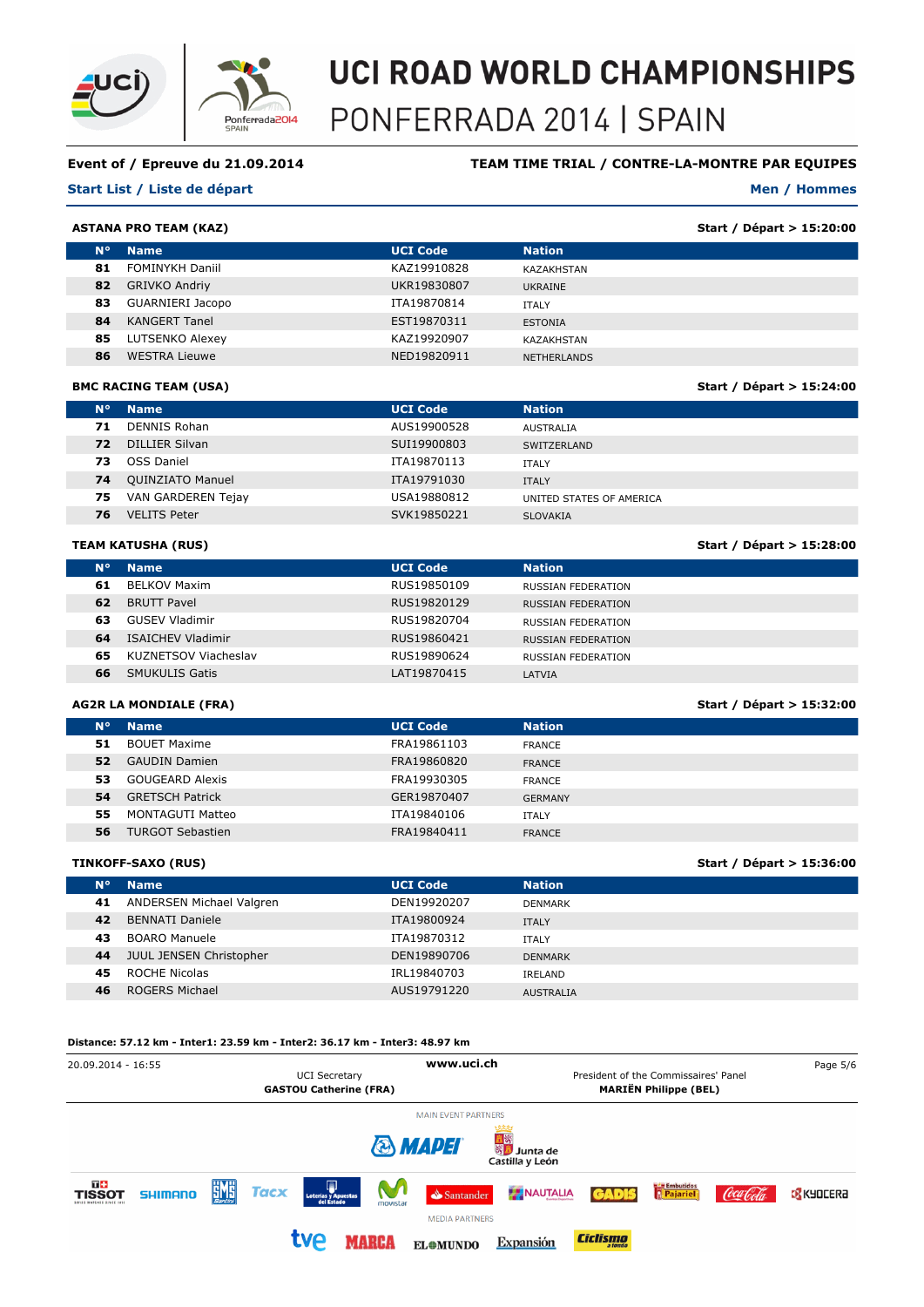# UCI ROAD WORLD CHAMPIONSHIPS

## PONFERRADA 2014 | SPAIN

**Event of / Epreuve du 21.09.2014** **TEAM TIME TRIAL / CONTRE-LA-MONTRE PAR EQUIPES**

**Start List / Liste de départ** **Men / Hommes**

### ASTANA PRO TEAM (KAZ) — Start / Départ > 15:20:00

| N° | Name | UCI Code | Nation |
|---|---|---|---|
| 81 | FOMINYKH Daniil | KAZ19910828 | KAZAKHSTAN |
| 82 | GRIVKO Andriy | UKR19830807 | UKRAINE |
| 83 | GUARNIERI Jacopo | ITA19870814 | ITALY |
| 84 | KANGERT Tanel | EST19870311 | ESTONIA |
| 85 | LUTSENKO Alexey | KAZ19920907 | KAZAKHSTAN |
| 86 | WESTRA Lieuwe | NED19820911 | NETHERLANDS |

### BMC RACING TEAM (USA) — Start / Départ > 15:24:00

| N° | Name | UCI Code | Nation |
|---|---|---|---|
| 71 | DENNIS Rohan | AUS19900528 | AUSTRALIA |
| 72 | DILLIER Silvan | SUI19900803 | SWITZERLAND |
| 73 | OSS Daniel | ITA19870113 | ITALY |
| 74 | QUINZIATO Manuel | ITA19791030 | ITALY |
| 75 | VAN GARDEREN Tejay | USA19880812 | UNITED STATES OF AMERICA |
| 76 | VELITS Peter | SVK19850221 | SLOVAKIA |

### TEAM KATUSHA (RUS) — Start / Départ > 15:28:00

| N° | Name | UCI Code | Nation |
|---|---|---|---|
| 61 | BELKOV Maxim | RUS19850109 | RUSSIAN FEDERATION |
| 62 | BRUTT Pavel | RUS19820129 | RUSSIAN FEDERATION |
| 63 | GUSEV Vladimir | RUS19820704 | RUSSIAN FEDERATION |
| 64 | ISAICHEV Vladimir | RUS19860421 | RUSSIAN FEDERATION |
| 65 | KUZNETSOV Viacheslav | RUS19890624 | RUSSIAN FEDERATION |
| 66 | SMUKULIS Gatis | LAT19870415 | LATVIA |

### AG2R LA MONDIALE (FRA) — Start / Départ > 15:32:00

| N° | Name | UCI Code | Nation |
|---|---|---|---|
| 51 | BOUET Maxime | FRA19861103 | FRANCE |
| 52 | GAUDIN Damien | FRA19860820 | FRANCE |
| 53 | GOUGEARD Alexis | FRA19930305 | FRANCE |
| 54 | GRETSCH Patrick | GER19870407 | GERMANY |
| 55 | MONTAGUTI Matteo | ITA19840106 | ITALY |
| 56 | TURGOT Sebastien | FRA19840411 | FRANCE |

### TINKOFF-SAXO (RUS) — Start / Départ > 15:36:00

| N° | Name | UCI Code | Nation |
|---|---|---|---|
| 41 | ANDERSEN Michael Valgren | DEN19920207 | DENMARK |
| 42 | BENNATI Daniele | ITA19800924 | ITALY |
| 43 | BOARO Manuele | ITA19870312 | ITALY |
| 44 | JUUL JENSEN Christopher | DEN19890706 | DENMARK |
| 45 | ROCHE Nicolas | IRL19840703 | IRELAND |
| 46 | ROGERS Michael | AUS19791220 | AUSTRALIA |

**Distance: 57.12 km - Inter1: 23.59 km - Inter2: 36.17 km - Inter3: 48.97 km**

20.09.2014 - 16:55

UCI Secretary
**GASTOU Catherine (FRA)**

**www.uci.ch**

President of the Commissaires' Panel
**MARIËN Philippe (BEL)**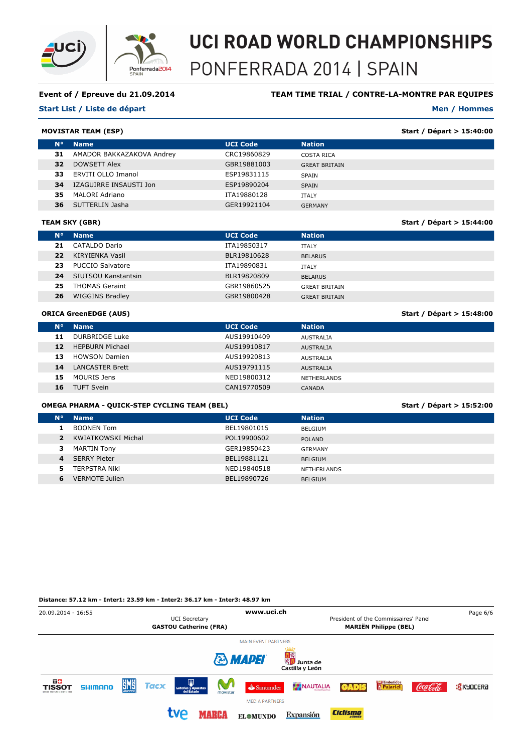# UCI ROAD WORLD CHAMPIONSHIPS

PONFERRADA 2014 | SPAIN

**Event of / Epreuve du 21.09.2014**

**TEAM TIME TRIAL / CONTRE-LA-MONTRE PAR EQUIPES**

**Start List / Liste de départ**

**Men / Hommes**

**MOVISTAR TEAM (ESP)** — **Start / Départ > 15:40:00**

| N° | Name | UCI Code | Nation |
|---|---|---|---|
| 31 | AMADOR BAKKAZAKOVA Andrey | CRC19860829 | COSTA RICA |
| 32 | DOWSETT Alex | GBR19881003 | GREAT BRITAIN |
| 33 | ERVITI OLLO Imanol | ESP19831115 | SPAIN |
| 34 | IZAGUIRRE INSAUSTI Jon | ESP19890204 | SPAIN |
| 35 | MALORI Adriano | ITA19880128 | ITALY |
| 36 | SUTTERLIN Jasha | GER19921104 | GERMANY |

**TEAM SKY (GBR)** — **Start / Départ > 15:44:00**

| N° | Name | UCI Code | Nation |
|---|---|---|---|
| 21 | CATALDO Dario | ITA19850317 | ITALY |
| 22 | KIRYIENKA Vasil | BLR19810628 | BELARUS |
| 23 | PUCCIO Salvatore | ITA19890831 | ITALY |
| 24 | SIUTSOU Kanstantsin | BLR19820809 | BELARUS |
| 25 | THOMAS Geraint | GBR19860525 | GREAT BRITAIN |
| 26 | WIGGINS Bradley | GBR19800428 | GREAT BRITAIN |

**ORICA GreenEDGE (AUS)** — **Start / Départ > 15:48:00**

| N° | Name | UCI Code | Nation |
|---|---|---|---|
| 11 | DURBRIDGE Luke | AUS19910409 | AUSTRALIA |
| 12 | HEPBURN Michael | AUS19910817 | AUSTRALIA |
| 13 | HOWSON Damien | AUS19920813 | AUSTRALIA |
| 14 | LANCASTER Brett | AUS19791115 | AUSTRALIA |
| 15 | MOURIS Jens | NED19800312 | NETHERLANDS |
| 16 | TUFT Svein | CAN19770509 | CANADA |

**OMEGA PHARMA - QUICK-STEP CYCLING TEAM (BEL)** — **Start / Départ > 15:52:00**

| N° | Name | UCI Code | Nation |
|---|---|---|---|
| 1 | BOONEN Tom | BEL19801015 | BELGIUM |
| 2 | KWIATKOWSKI Michal | POL19900602 | POLAND |
| 3 | MARTIN Tony | GER19850423 | GERMANY |
| 4 | SERRY Pieter | BEL19881121 | BELGIUM |
| 5 | TERPSTRA Niki | NED19840518 | NETHERLANDS |
| 6 | VERMOTE Julien | BEL19890726 | BELGIUM |

**Distance: 57.12 km - Inter1: 23.59 km - Inter2: 36.17 km - Inter3: 48.97 km**

20.09.2014 - 16:55

UCI Secretary
**GASTOU Catherine (FRA)**

**www.uci.ch**

President of the Commissaires' Panel
**MARIËN Philippe (BEL)**

MAIN EVENT PARTNERS

MEDIA PARTNERS